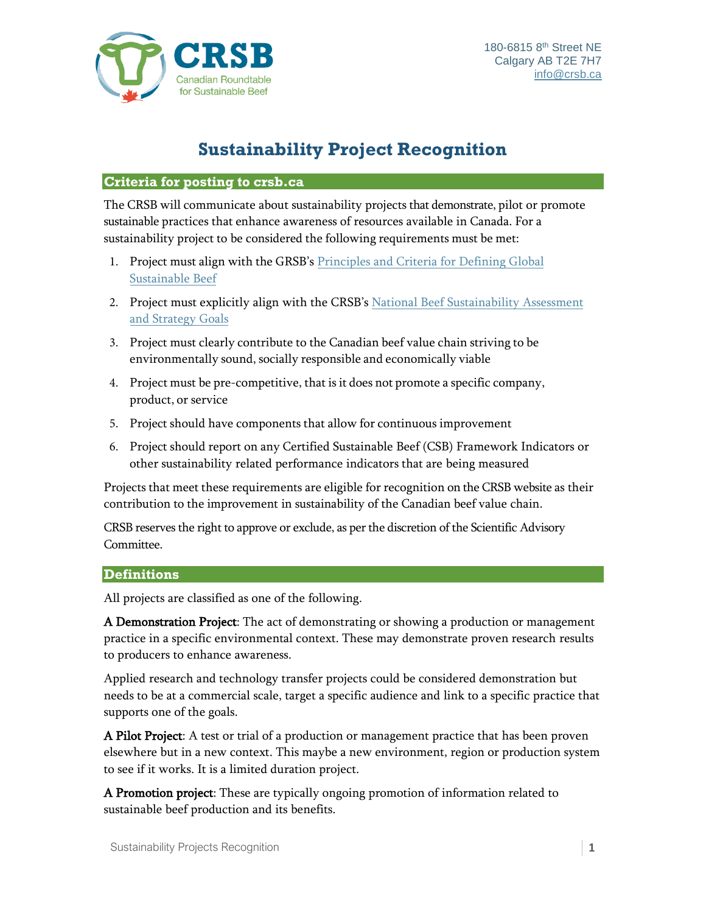CRSB
Canadian Roundtable for Sustainable Beef

180-6815 8th Street NE
Calgary AB T2E 7H7
info@crsb.ca

# Sustainability Project Recognition

## Criteria for posting to crsb.ca

The CRSB will communicate about sustainability projects that demonstrate, pilot or promote sustainable practices that enhance awareness of resources available in Canada. For a sustainability project to be considered the following requirements must be met:

1. Project must align with the GRSB's Principles and Criteria for Defining Global Sustainable Beef
2. Project must explicitly align with the CRSB's National Beef Sustainability Assessment and Strategy Goals
3. Project must clearly contribute to the Canadian beef value chain striving to be environmentally sound, socially responsible and economically viable
4. Project must be pre-competitive, that is it does not promote a specific company, product, or service
5. Project should have components that allow for continuous improvement
6. Project should report on any Certified Sustainable Beef (CSB) Framework Indicators or other sustainability related performance indicators that are being measured

Projects that meet these requirements are eligible for recognition on the CRSB website as their contribution to the improvement in sustainability of the Canadian beef value chain.

CRSB reserves the right to approve or exclude, as per the discretion of the Scientific Advisory Committee.

## Definitions

All projects are classified as one of the following.

**A Demonstration Project**: The act of demonstrating or showing a production or management practice in a specific environmental context. These may demonstrate proven research results to producers to enhance awareness.

Applied research and technology transfer projects could be considered demonstration but needs to be at a commercial scale, target a specific audience and link to a specific practice that supports one of the goals.

**A Pilot Project**: A test or trial of a production or management practice that has been proven elsewhere but in a new context. This maybe a new environment, region or production system to see if it works. It is a limited duration project.

**A Promotion project**: These are typically ongoing promotion of information related to sustainable beef production and its benefits.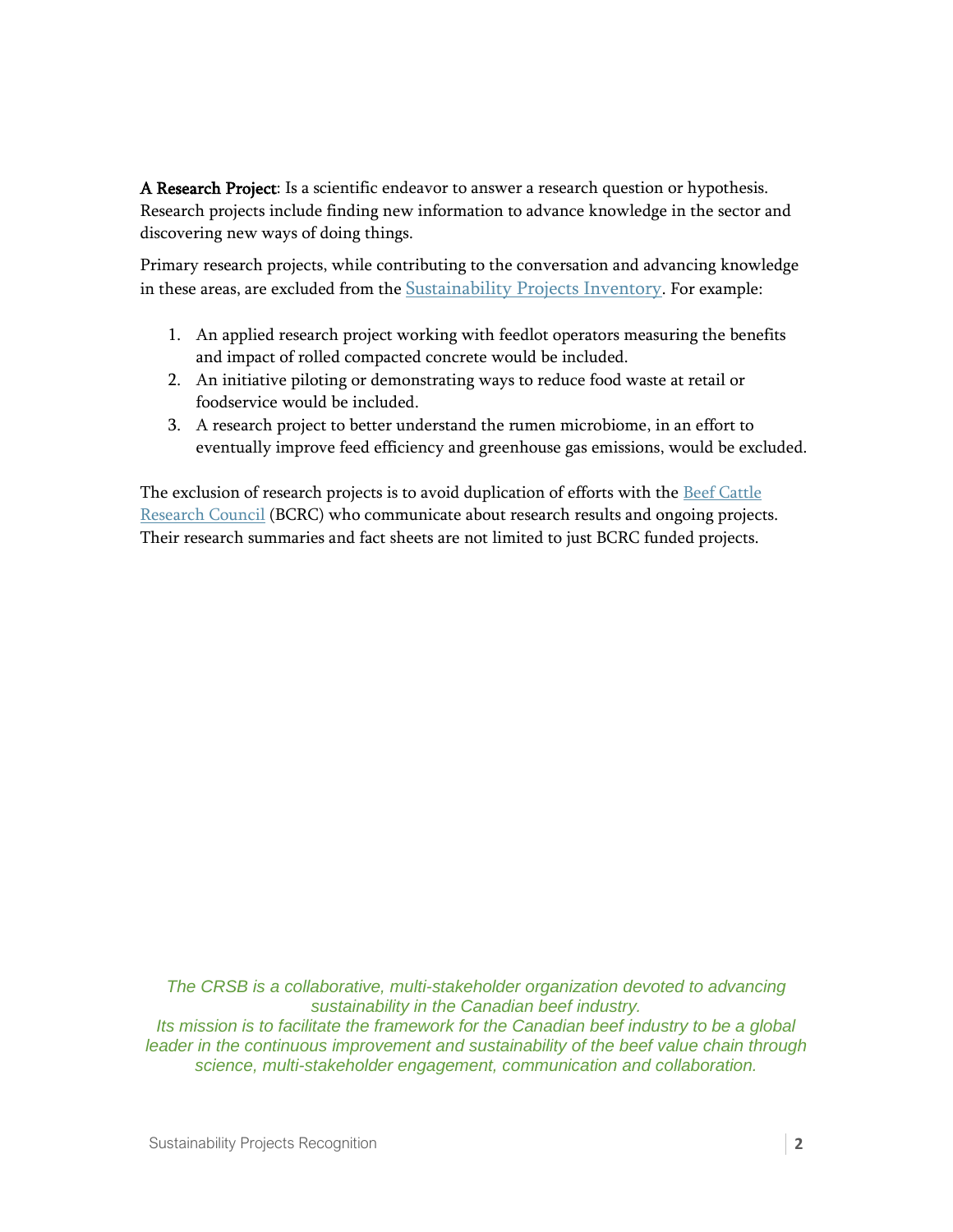**A Research Project**: Is a scientific endeavor to answer a research question or hypothesis. Research projects include finding new information to advance knowledge in the sector and discovering new ways of doing things.

Primary research projects, while contributing to the conversation and advancing knowledge in these areas, are excluded from the Sustainability Projects Inventory. For example:

1. An applied research project working with feedlot operators measuring the benefits and impact of rolled compacted concrete would be included.
2. An initiative piloting or demonstrating ways to reduce food waste at retail or foodservice would be included.
3. A research project to better understand the rumen microbiome, in an effort to eventually improve feed efficiency and greenhouse gas emissions, would be excluded.

The exclusion of research projects is to avoid duplication of efforts with the Beef Cattle Research Council (BCRC) who communicate about research results and ongoing projects. Their research summaries and fact sheets are not limited to just BCRC funded projects.

*The CRSB is a collaborative, multi-stakeholder organization devoted to advancing sustainability in the Canadian beef industry.*
*Its mission is to facilitate the framework for the Canadian beef industry to be a global leader in the continuous improvement and sustainability of the beef value chain through science, multi-stakeholder engagement, communication and collaboration.*